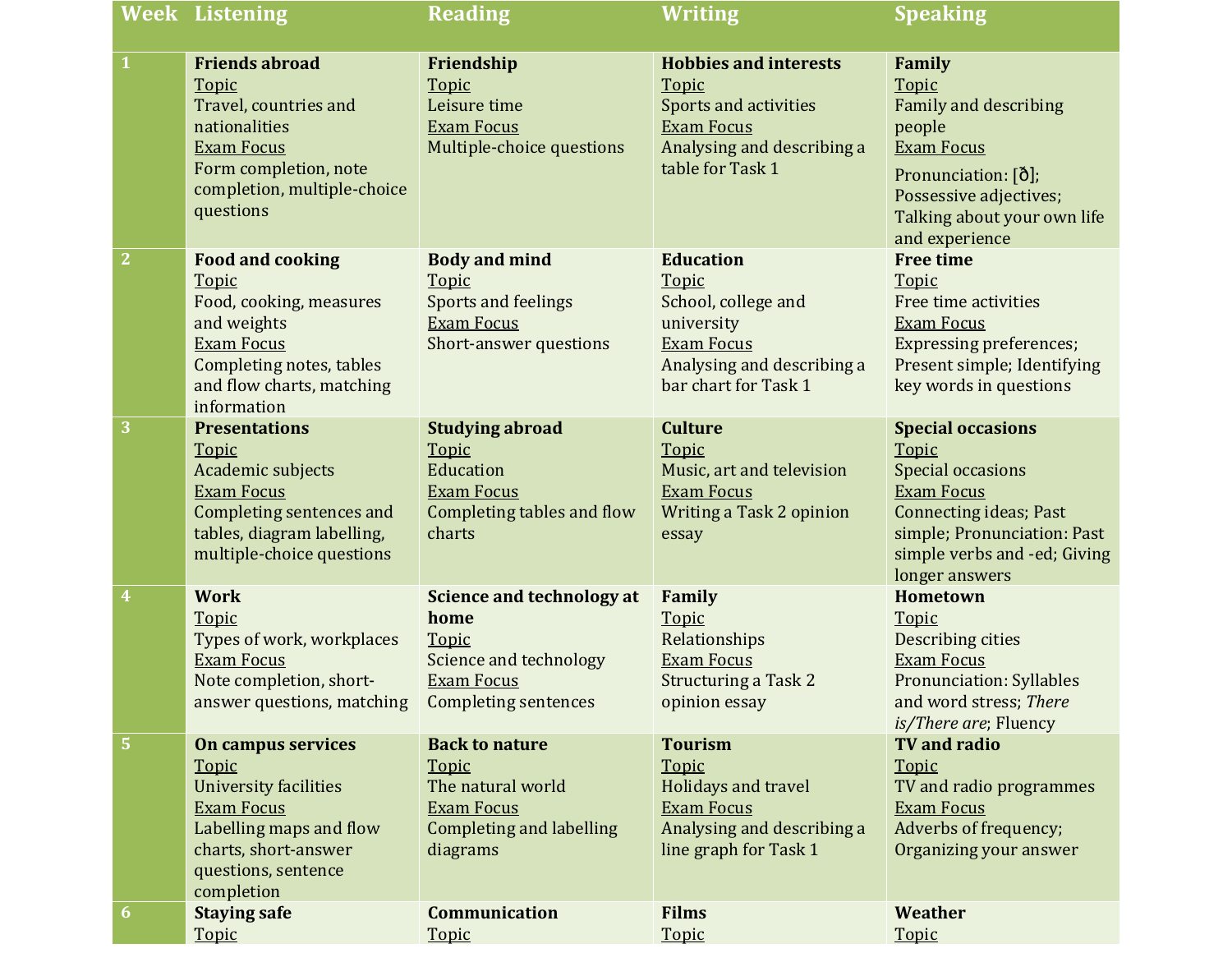| Week | Listening | Reading | Writing | Speaking |
|---|---|---|---|---|
| 1 | **Friends abroad**<br>Topic<br>Travel, countries and nationalities<br>Exam Focus<br>Form completion, note completion, multiple-choice questions | **Friendship**<br>Topic<br>Leisure time<br>Exam Focus<br>Multiple-choice questions | **Hobbies and interests**<br>Topic<br>Sports and activities<br>Exam Focus<br>Analysing and describing a table for Task 1 | **Family**<br>Topic<br>Family and describing people<br>Exam Focus<br>Pronunciation: [ð]; Possessive adjectives; Talking about your own life and experience |
| 2 | **Food and cooking**<br>Topic<br>Food, cooking, measures and weights<br>Exam Focus<br>Completing notes, tables and flow charts, matching information | **Body and mind**<br>Topic<br>Sports and feelings<br>Exam Focus<br>Short-answer questions | **Education**<br>Topic<br>School, college and university<br>Exam Focus<br>Analysing and describing a bar chart for Task 1 | **Free time**<br>Topic<br>Free time activities<br>Exam Focus<br>Expressing preferences; Present simple; Identifying key words in questions |
| 3 | **Presentations**<br>Topic<br>Academic subjects<br>Exam Focus<br>Completing sentences and tables, diagram labelling, multiple-choice questions | **Studying abroad**<br>Topic<br>Education<br>Exam Focus<br>Completing tables and flow charts | **Culture**<br>Topic<br>Music, art and television<br>Exam Focus<br>Writing a Task 2 opinion essay | **Special occasions**<br>Topic<br>Special occasions<br>Exam Focus<br>Connecting ideas; Past simple; Pronunciation: Past simple verbs and -ed; Giving longer answers |
| 4 | **Work**<br>Topic<br>Types of work, workplaces<br>Exam Focus<br>Note completion, short-answer questions, matching | **Science and technology at home**<br>Topic<br>Science and technology<br>Exam Focus<br>Completing sentences | **Family**<br>Topic<br>Relationships<br>Exam Focus<br>Structuring a Task 2 opinion essay | **Hometown**<br>Topic<br>Describing cities<br>Exam Focus<br>Pronunciation: Syllables and word stress; *There is/There are*; Fluency |
| 5 | **On campus services**<br>Topic<br>University facilities<br>Exam Focus<br>Labelling maps and flow charts, short-answer questions, sentence completion | **Back to nature**<br>Topic<br>The natural world<br>Exam Focus<br>Completing and labelling diagrams | **Tourism**<br>Topic<br>Holidays and travel<br>Exam Focus<br>Analysing and describing a line graph for Task 1 | **TV and radio**<br>Topic<br>TV and radio programmes<br>Exam Focus<br>Adverbs of frequency; Organizing your answer |
| 6 | **Staying safe**<br>Topic | **Communication**<br>Topic | **Films**<br>Topic | **Weather**<br>Topic |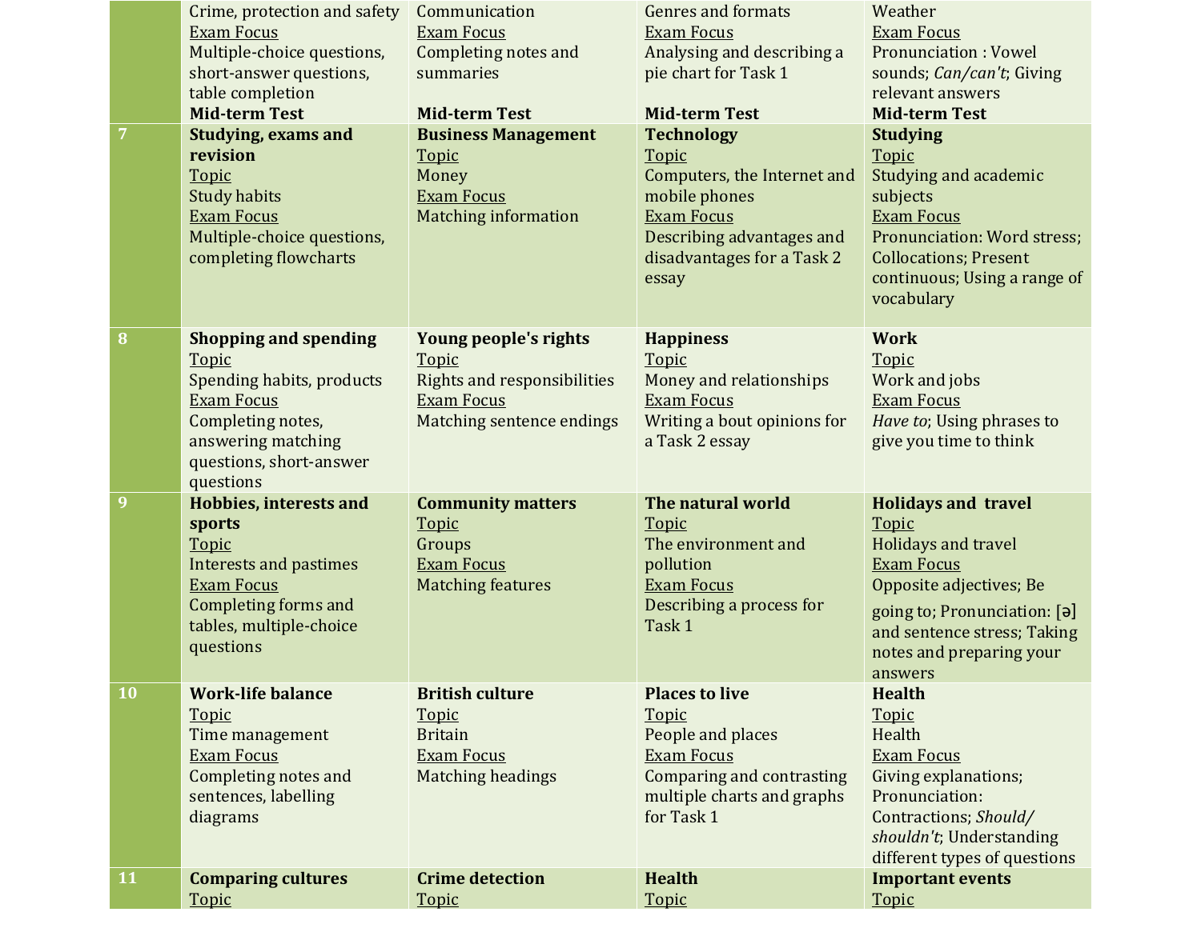| | | | | |
|---|---|---|---|---|
| | Crime, protection and safety<br>Exam Focus<br>Multiple-choice questions, short-answer questions, table completion<br>**Mid-term Test** | Communication<br>Exam Focus<br>Completing notes and summaries<br>**Mid-term Test** | Genres and formats<br>Exam Focus<br>Analysing and describing a pie chart for Task 1<br>**Mid-term Test** | Weather<br>Exam Focus<br>Pronunciation : Vowel sounds; *Can/can't*; Giving relevant answers<br>**Mid-term Test** |
| **7** | **Studying, exams and revision**<br>Topic<br>Study habits<br>Exam Focus<br>Multiple-choice questions, completing flowcharts | **Business Management**<br>Topic<br>Money<br>Exam Focus<br>Matching information | **Technology**<br>Topic<br>Computers, the Internet and mobile phones<br>Exam Focus<br>Describing advantages and disadvantages for a Task 2 essay | **Studying**<br>Topic<br>Studying and academic subjects<br>Exam Focus<br>Pronunciation: Word stress; Collocations; Present continuous; Using a range of vocabulary |
| **8** | **Shopping and spending**<br>Topic<br>Spending habits, products<br>Exam Focus<br>Completing notes, answering matching questions, short-answer questions | **Young people's rights**<br>Topic<br>Rights and responsibilities<br>Exam Focus<br>Matching sentence endings | **Happiness**<br>Topic<br>Money and relationships<br>Exam Focus<br>Writing a bout opinions for a Task 2 essay | **Work**<br>Topic<br>Work and jobs<br>Exam Focus<br>*Have to*; Using phrases to give you time to think |
| **9** | **Hobbies, interests and sports**<br>Topic<br>Interests and pastimes<br>Exam Focus<br>Completing forms and tables, multiple-choice questions | **Community matters**<br>Topic<br>Groups<br>Exam Focus<br>Matching features | **The natural world**<br>Topic<br>The environment and pollution<br>Exam Focus<br>Describing a process for Task 1 | **Holidays and travel**<br>Topic<br>Holidays and travel<br>Exam Focus<br>Opposite adjectives; Be going to; Pronunciation: [ə] and sentence stress; Taking notes and preparing your answers |
| **10** | **Work-life balance**<br>Topic<br>Time management<br>Exam Focus<br>Completing notes and sentences, labelling diagrams | **British culture**<br>Topic<br>Britain<br>Exam Focus<br>Matching headings | **Places to live**<br>Topic<br>People and places<br>Exam Focus<br>Comparing and contrasting multiple charts and graphs for Task 1 | **Health**<br>Topic<br>Health<br>Exam Focus<br>Giving explanations; Pronunciation: Contractions; *Should/ shouldn't*; Understanding different types of questions |
| **11** | **Comparing cultures**<br>Topic | **Crime detection**<br>Topic | **Health**<br>Topic | **Important events**<br>Topic |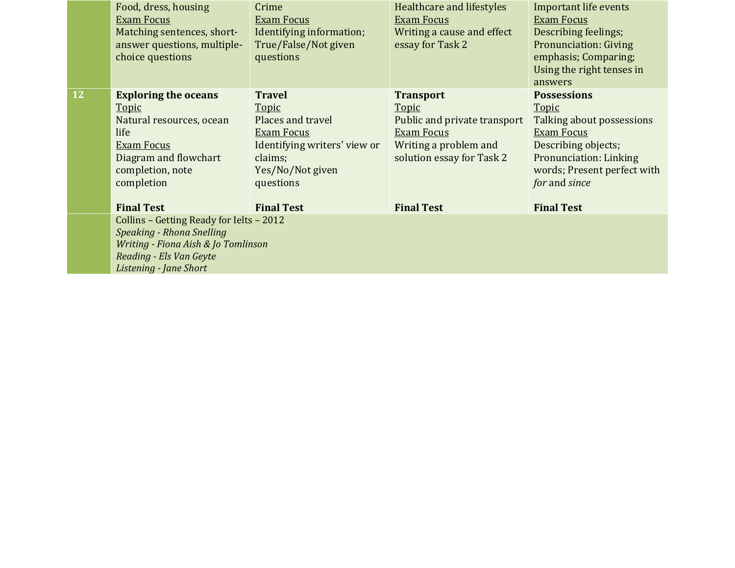| | | | | |
|---|---|---|---|---|
| | Food, dress, housing<br>Exam Focus<br>Matching sentences, short-answer questions, multiple-choice questions | Crime<br>Exam Focus<br>Identifying information; True/False/Not given questions | Healthcare and lifestyles<br>Exam Focus<br>Writing a cause and effect essay for Task 2 | Important life events<br>Exam Focus<br>Describing feelings; Pronunciation: Giving emphasis; Comparing; Using the right tenses in answers |
| 12 | **Exploring the oceans**<br>Topic<br>Natural resources, ocean life<br>Exam Focus<br>Diagram and flowchart completion, note completion<br><br>**Final Test** | **Travel**<br>Topic<br>Places and travel<br>Exam Focus<br>Identifying writers' view or claims;<br>Yes/No/Not given questions<br><br>**Final Test** | **Transport**<br>Topic<br>Public and private transport<br>Exam Focus<br>Writing a problem and solution essay for Task 2<br><br>**Final Test** | **Possessions**<br>Topic<br>Talking about possessions<br>Exam Focus<br>Describing objects; Pronunciation: Linking words; Present perfect with *for* and *since*<br><br>**Final Test** |
| | Collins – Getting Ready for Ielts – 2012<br>*Speaking - Rhona Snelling*<br>*Writing - Fiona Aish & Jo Tomlinson*<br>*Reading - Els Van Geyte*<br>*Listening - Jane Short* | | | |